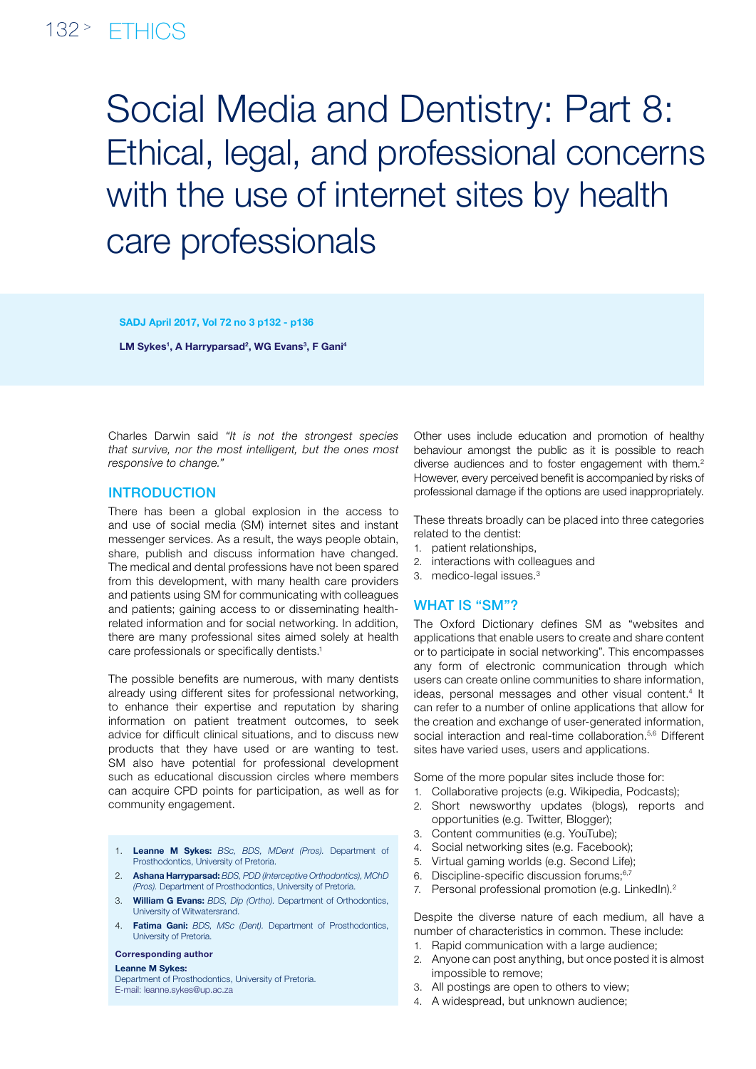# Social Media and Dentistry: Part 8: Ethical, legal, and professional concerns with the use of internet sites by health care professionals

**SADJ April 2017, Vol 72 no 3 p132 - p136**

**LM Sykes[1], A Harryparsad[2], WG Evans[3], F Gani[4]**

Charles Darwin said *"It is not the strongest species that survive, nor the most intelligent, but the ones most responsive to change."*

## INTRODUCTION

There has been a global explosion in the access to and use of social media (SM) internet sites and instant messenger services. As a result, the ways people obtain, share, publish and discuss information have changed. The medical and dental professions have not been spared from this development, with many health care providers and patients using SM for communicating with colleagues and patients; gaining access to or disseminating health-related information and for social networking. In addition, there are many professional sites aimed solely at health care professionals or specifically dentists.[1]

The possible benefits are numerous, with many dentists already using different sites for professional networking, to enhance their expertise and reputation by sharing information on patient treatment outcomes, to seek advice for difficult clinical situations, and to discuss new products that they have used or are wanting to test. SM also have potential for professional development such as educational discussion circles where members can acquire CPD points for participation, as well as for community engagement.

1. **Leanne M Sykes:** *BSc, BDS, MDent (Pros).* Department of Prosthodontics, University of Pretoria.
2. **Ashana Harryparsad:** *BDS, PDD (Interceptive Orthodontics), MChD (Pros).* Department of Prosthodontics, University of Pretoria.
3. **William G Evans:** *BDS, Dip (Ortho).* Department of Orthodontics, University of Witwatersrand.
4. **Fatima Gani:** *BDS, MSc (Dent).* Department of Prosthodontics, University of Pretoria.

**Corresponding author**

**Leanne M Sykes:**
Department of Prosthodontics, University of Pretoria.
E-mail: leanne.sykes@up.ac.za

Other uses include education and promotion of healthy behaviour amongst the public as it is possible to reach diverse audiences and to foster engagement with them.[2] However, every perceived benefit is accompanied by risks of professional damage if the options are used inappropriately.

These threats broadly can be placed into three categories related to the dentist:

1. patient relationships,
2. interactions with colleagues and
3. medico-legal issues.[3]

## WHAT IS "SM"?

The Oxford Dictionary defines SM as "websites and applications that enable users to create and share content or to participate in social networking". This encompasses any form of electronic communication through which users can create online communities to share information, ideas, personal messages and other visual content.[4] It can refer to a number of online applications that allow for the creation and exchange of user-generated information, social interaction and real-time collaboration.[5,6] Different sites have varied uses, users and applications.

Some of the more popular sites include those for:

1. Collaborative projects (e.g. Wikipedia, Podcasts);
2. Short newsworthy updates (blogs), reports and opportunities (e.g. Twitter, Blogger);
3. Content communities (e.g. YouTube);
4. Social networking sites (e.g. Facebook);
5. Virtual gaming worlds (e.g. Second Life);
6. Discipline-specific discussion forums;[6,7]
7. Personal professional promotion (e.g. LinkedIn).[2]

Despite the diverse nature of each medium, all have a number of characteristics in common. These include:

1. Rapid communication with a large audience;
2. Anyone can post anything, but once posted it is almost impossible to remove;
3. All postings are open to others to view;
4. A widespread, but unknown audience;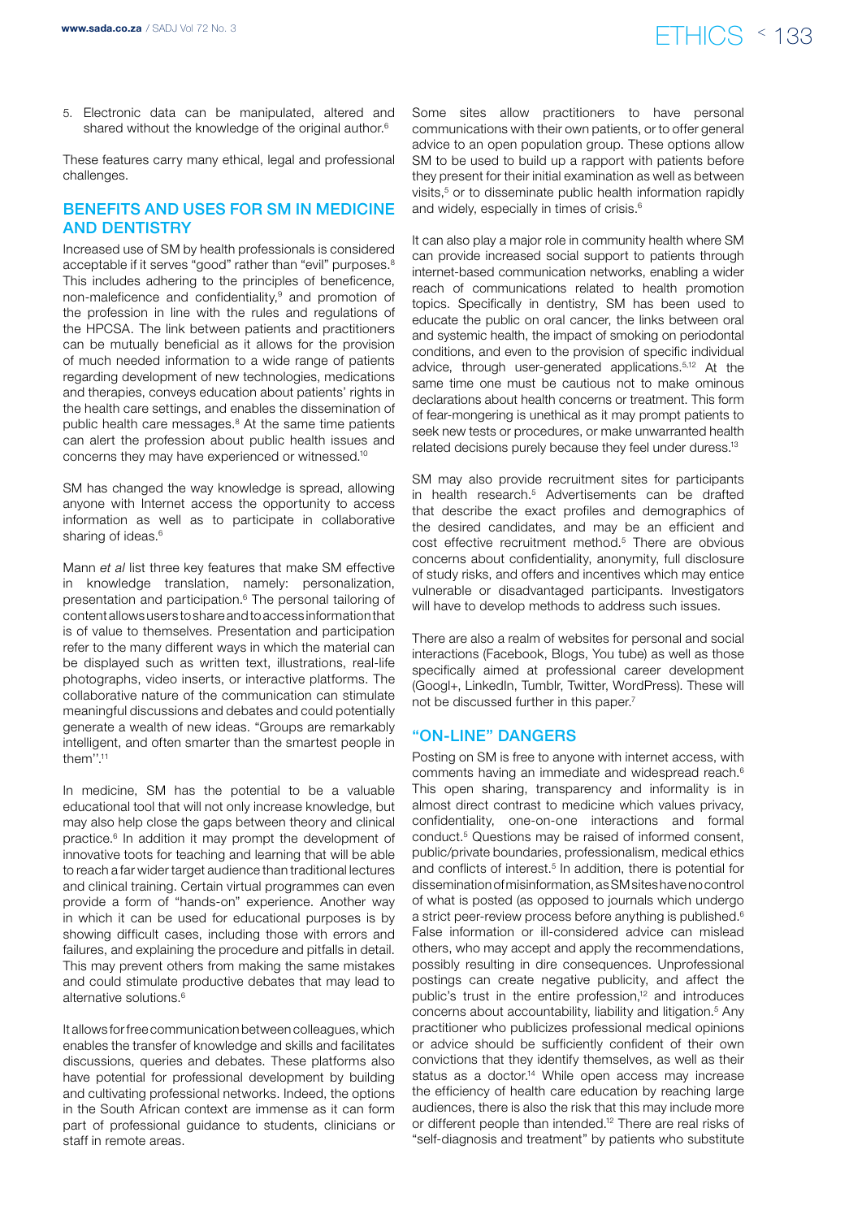5. Electronic data can be manipulated, altered and shared without the knowledge of the original author.[6]

These features carry many ethical, legal and professional challenges.

## BENEFITS AND USES FOR SM IN MEDICINE AND DENTISTRY

Increased use of SM by health professionals is considered acceptable if it serves "good" rather than "evil" purposes.[8] This includes adhering to the principles of beneficence, non-maleficence and confidentiality,[9] and promotion of the profession in line with the rules and regulations of the HPCSA. The link between patients and practitioners can be mutually beneficial as it allows for the provision of much needed information to a wide range of patients regarding development of new technologies, medications and therapies, conveys education about patients' rights in the health care settings, and enables the dissemination of public health care messages.[8] At the same time patients can alert the profession about public health issues and concerns they may have experienced or witnessed.[10]

SM has changed the way knowledge is spread, allowing anyone with Internet access the opportunity to access information as well as to participate in collaborative sharing of ideas.[6]

Mann *et al* list three key features that make SM effective in knowledge translation, namely: personalization, presentation and participation.[6] The personal tailoring of content allows users to share and to access information that is of value to themselves. Presentation and participation refer to the many different ways in which the material can be displayed such as written text, illustrations, real-life photographs, video inserts, or interactive platforms. The collaborative nature of the communication can stimulate meaningful discussions and debates and could potentially generate a wealth of new ideas. "Groups are remarkably intelligent, and often smarter than the smartest people in them''.[11]

In medicine, SM has the potential to be a valuable educational tool that will not only increase knowledge, but may also help close the gaps between theory and clinical practice.[6] In addition it may prompt the development of innovative toots for teaching and learning that will be able to reach a far wider target audience than traditional lectures and clinical training. Certain virtual programmes can even provide a form of "hands-on" experience. Another way in which it can be used for educational purposes is by showing difficult cases, including those with errors and failures, and explaining the procedure and pitfalls in detail. This may prevent others from making the same mistakes and could stimulate productive debates that may lead to alternative solutions.[6]

It allows for free communication between colleagues, which enables the transfer of knowledge and skills and facilitates discussions, queries and debates. These platforms also have potential for professional development by building and cultivating professional networks. Indeed, the options in the South African context are immense as it can form part of professional guidance to students, clinicians or staff in remote areas.

Some sites allow practitioners to have personal communications with their own patients, or to offer general advice to an open population group. These options allow SM to be used to build up a rapport with patients before they present for their initial examination as well as between visits,[5] or to disseminate public health information rapidly and widely, especially in times of crisis.[6]

It can also play a major role in community health where SM can provide increased social support to patients through internet-based communication networks, enabling a wider reach of communications related to health promotion topics. Specifically in dentistry, SM has been used to educate the public on oral cancer, the links between oral and systemic health, the impact of smoking on periodontal conditions, and even to the provision of specific individual advice, through user-generated applications.[5,12] At the same time one must be cautious not to make ominous declarations about health concerns or treatment. This form of fear-mongering is unethical as it may prompt patients to seek new tests or procedures, or make unwarranted health related decisions purely because they feel under duress.[13]

SM may also provide recruitment sites for participants in health research.[5] Advertisements can be drafted that describe the exact profiles and demographics of the desired candidates, and may be an efficient and cost effective recruitment method.[5] There are obvious concerns about confidentiality, anonymity, full disclosure of study risks, and offers and incentives which may entice vulnerable or disadvantaged participants. Investigators will have to develop methods to address such issues.

There are also a realm of websites for personal and social interactions (Facebook, Blogs, You tube) as well as those specifically aimed at professional career development (Googl+, LinkedIn, Tumblr, Twitter, WordPress). These will not be discussed further in this paper.[7]

## "ON-LINE" DANGERS

Posting on SM is free to anyone with internet access, with comments having an immediate and widespread reach.[6] This open sharing, transparency and informality is in almost direct contrast to medicine which values privacy, confidentiality, one-on-one interactions and formal conduct.[5] Questions may be raised of informed consent, public/private boundaries, professionalism, medical ethics and conflicts of interest.[5] In addition, there is potential for dissemination of misinformation, as SM sites have no control of what is posted (as opposed to journals which undergo a strict peer-review process before anything is published.[6] False information or ill-considered advice can mislead others, who may accept and apply the recommendations, possibly resulting in dire consequences. Unprofessional postings can create negative publicity, and affect the public's trust in the entire profession,[12] and introduces concerns about accountability, liability and litigation.[5] Any practitioner who publicizes professional medical opinions or advice should be sufficiently confident of their own convictions that they identify themselves, as well as their status as a doctor.[14] While open access may increase the efficiency of health care education by reaching large audiences, there is also the risk that this may include more or different people than intended.[12] There are real risks of "self-diagnosis and treatment" by patients who substitute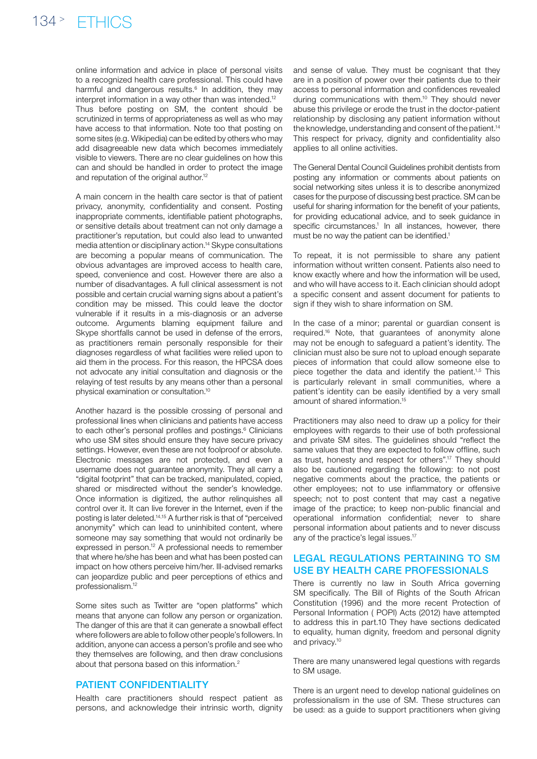online information and advice in place of personal visits to a recognized health care professional. This could have harmful and dangerous results.[6] In addition, they may interpret information in a way other than was intended.[12]

Thus before posting on SM, the content should be scrutinized in terms of appropriateness as well as who may have access to that information. Note too that posting on some sites (e.g. Wikipedia) can be edited by others who may add disagreeable new data which becomes immediately visible to viewers. There are no clear guidelines on how this can and should be handled in order to protect the image and reputation of the original author.[12]

A main concern in the health care sector is that of patient privacy, anonymity, confidentiality and consent. Posting inappropriate comments, identifiable patient photographs, or sensitive details about treatment can not only damage a practitioner's reputation, but could also lead to unwanted media attention or disciplinary action.[14] Skype consultations are becoming a popular means of communication. The obvious advantages are improved access to health care, speed, convenience and cost. However there are also a number of disadvantages. A full clinical assessment is not possible and certain crucial warning signs about a patient's condition may be missed. This could leave the doctor vulnerable if it results in a mis-diagnosis or an adverse outcome. Arguments blaming equipment failure and Skype shortfalls cannot be used in defense of the errors, as practitioners remain personally responsible for their diagnoses regardless of what facilities were relied upon to aid them in the process. For this reason, the HPCSA does not advocate any initial consultation and diagnosis or the relaying of test results by any means other than a personal physical examination or consultation.[10]

Another hazard is the possible crossing of personal and professional lines when clinicians and patients have access to each other's personal profiles and postings.[6] Clinicians who use SM sites should ensure they have secure privacy settings. However, even these are not foolproof or absolute. Electronic messages are not protected, and even a username does not guarantee anonymity. They all carry a "digital footprint" that can be tracked, manipulated, copied, shared or misdirected without the sender's knowledge. Once information is digitized, the author relinquishes all control over it. It can live forever in the Internet, even if the posting is later deleted.[14,15] A further risk is that of "perceived anonymity" which can lead to uninhibited content, where someone may say something that would not ordinarily be expressed in person.[12] A professional needs to remember that where he/she has been and what has been posted can impact on how others perceive him/her. Ill-advised remarks can jeopardize public and peer perceptions of ethics and professionalism.[12]

Some sites such as Twitter are "open platforms" which means that anyone can follow any person or organization. The danger of this are that it can generate a snowball effect where followers are able to follow other people's followers. In addition, anyone can access a person's profile and see who they themselves are following, and then draw conclusions about that persona based on this information.[2]

## PATIENT CONFIDENTIALITY

Health care practitioners should respect patient as persons, and acknowledge their intrinsic worth, dignity and sense of value. They must be cognisant that they are in a position of power over their patients due to their access to personal information and confidences revealed during communications with them.[10] They should never abuse this privilege or erode the trust in the doctor-patient relationship by disclosing any patient information without the knowledge, understanding and consent of the patient.[14] This respect for privacy, dignity and confidentiality also applies to all online activities.

The General Dental Council Guidelines prohibit dentists from posting any information or comments about patients on social networking sites unless it is to describe anonymized cases for the purpose of discussing best practice. SM can be useful for sharing information for the benefit of your patients, for providing educational advice, and to seek guidance in specific circumstances.[1] In all instances, however, there must be no way the patient can be identified.[1]

To repeat, it is not permissible to share any patient information without written consent. Patients also need to know exactly where and how the information will be used, and who will have access to it. Each clinician should adopt a specific consent and assent document for patients to sign if they wish to share information on SM.

In the case of a minor; parental or guardian consent is required.[16] Note, that guarantees of anonymity alone may not be enough to safeguard a patient's identity. The clinician must also be sure not to upload enough separate pieces of information that could allow someone else to piece together the data and identify the patient.[1,5] This is particularly relevant in small communities, where a patient's identity can be easily identified by a very small amount of shared information.[15]

Practitioners may also need to draw up a policy for their employees with regards to their use of both professional and private SM sites. The guidelines should "reflect the same values that they are expected to follow offline, such as trust, honesty and respect for others".[17] They should also be cautioned regarding the following: to not post negative comments about the practice, the patients or other employees; not to use inflammatory or offensive speech; not to post content that may cast a negative image of the practice; to keep non-public financial and operational information confidential; never to share personal information about patients and to never discuss any of the practice's legal issues.[17]

## LEGAL REGULATIONS PERTAINING TO SM USE BY HEALTH CARE PROFESSIONALS

There is currently no law in South Africa governing SM specifically. The Bill of Rights of the South African Constitution (1996) and the more recent Protection of Personal Information ( POPI) Acts (2012) have attempted to address this in part.10 They have sections dedicated to equality, human dignity, freedom and personal dignity and privacy.[10]

There are many unanswered legal questions with regards to SM usage.

There is an urgent need to develop national guidelines on professionalism in the use of SM. These structures can be used: as a guide to support practitioners when giving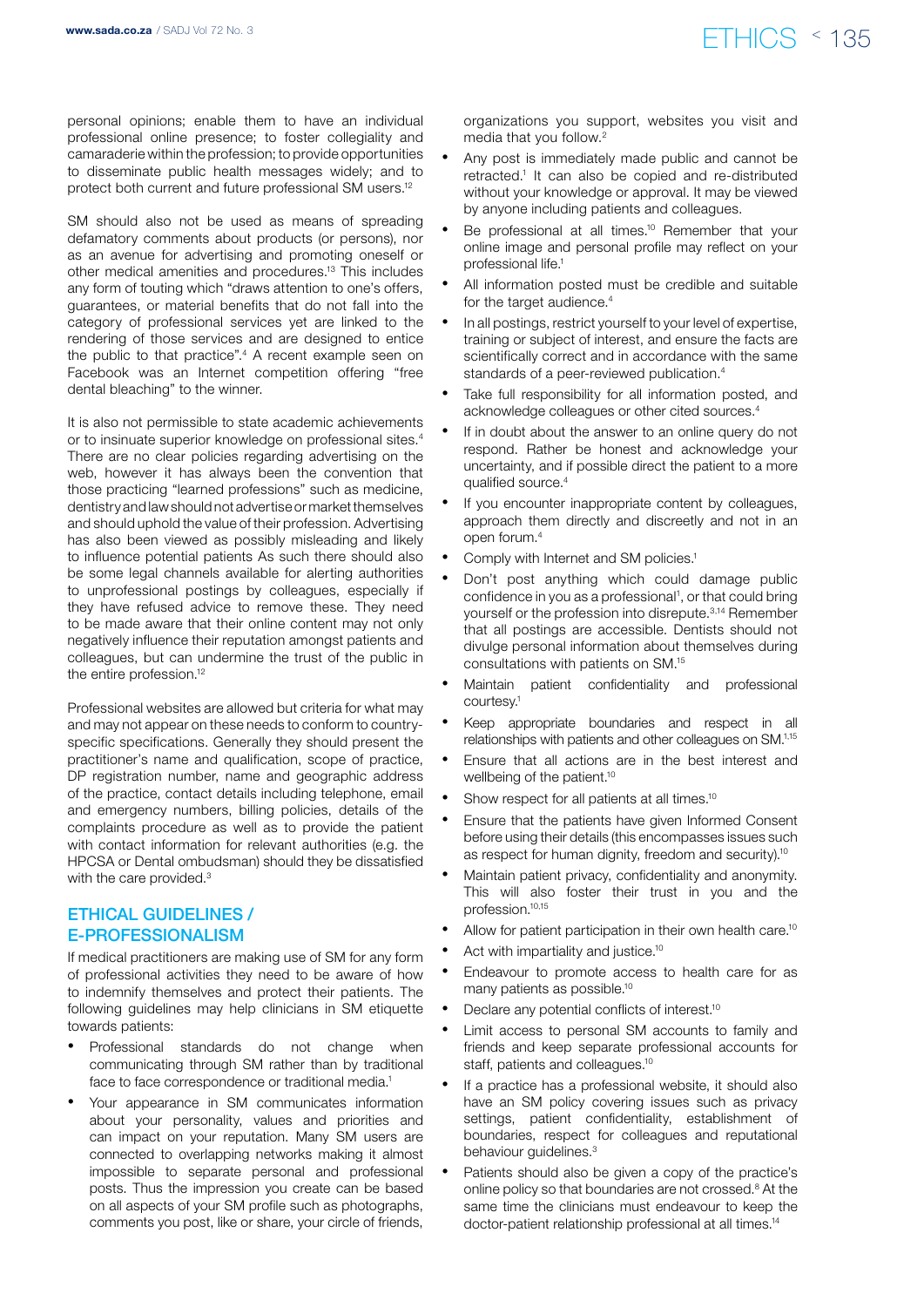personal opinions; enable them to have an individual professional online presence; to foster collegiality and camaraderie within the profession; to provide opportunities to disseminate public health messages widely; and to protect both current and future professional SM users.[12]

SM should also not be used as means of spreading defamatory comments about products (or persons), nor as an avenue for advertising and promoting oneself or other medical amenities and procedures.[13] This includes any form of touting which "draws attention to one's offers, guarantees, or material benefits that do not fall into the category of professional services yet are linked to the rendering of those services and are designed to entice the public to that practice".[4] A recent example seen on Facebook was an Internet competition offering "free dental bleaching" to the winner.

It is also not permissible to state academic achievements or to insinuate superior knowledge on professional sites.[4] There are no clear policies regarding advertising on the web, however it has always been the convention that those practicing "learned professions" such as medicine, dentistry and law should not advertise or market themselves and should uphold the value of their profession. Advertising has also been viewed as possibly misleading and likely to influence potential patients As such there should also be some legal channels available for alerting authorities to unprofessional postings by colleagues, especially if they have refused advice to remove these. They need to be made aware that their online content may not only negatively influence their reputation amongst patients and colleagues, but can undermine the trust of the public in the entire profession.[12]

Professional websites are allowed but criteria for what may and may not appear on these needs to conform to country-specific specifications. Generally they should present the practitioner's name and qualification, scope of practice, DP registration number, name and geographic address of the practice, contact details including telephone, email and emergency numbers, billing policies, details of the complaints procedure as well as to provide the patient with contact information for relevant authorities (e.g. the HPCSA or Dental ombudsman) should they be dissatisfied with the care provided.[3]

## ETHICAL GUIDELINES / E-PROFESSIONALISM

If medical practitioners are making use of SM for any form of professional activities they need to be aware of how to indemnify themselves and protect their patients. The following guidelines may help clinicians in SM etiquette towards patients:

- Professional standards do not change when communicating through SM rather than by traditional face to face correspondence or traditional media.[1]
- Your appearance in SM communicates information about your personality, values and priorities and can impact on your reputation. Many SM users are connected to overlapping networks making it almost impossible to separate personal and professional posts. Thus the impression you create can be based on all aspects of your SM profile such as photographs, comments you post, like or share, your circle of friends, organizations you support, websites you visit and media that you follow.[2]
- Any post is immediately made public and cannot be retracted.[1] It can also be copied and re-distributed without your knowledge or approval. It may be viewed by anyone including patients and colleagues.
- Be professional at all times.[10] Remember that your online image and personal profile may reflect on your professional life.[1]
- All information posted must be credible and suitable for the target audience.[4]
- In all postings, restrict yourself to your level of expertise, training or subject of interest, and ensure the facts are scientifically correct and in accordance with the same standards of a peer-reviewed publication.[4]
- Take full responsibility for all information posted, and acknowledge colleagues or other cited sources.[4]
- If in doubt about the answer to an online query do not respond. Rather be honest and acknowledge your uncertainty, and if possible direct the patient to a more qualified source.[4]
- If you encounter inappropriate content by colleagues, approach them directly and discreetly and not in an open forum.[4]
- Comply with Internet and SM policies.[1]
- Don't post anything which could damage public confidence in you as a professional[1], or that could bring yourself or the profession into disrepute.[3,14] Remember that all postings are accessible. Dentists should not divulge personal information about themselves during consultations with patients on SM.[15]
- Maintain patient confidentiality and professional courtesy.[1]
- Keep appropriate boundaries and respect in all relationships with patients and other colleagues on SM.[1,15]
- Ensure that all actions are in the best interest and wellbeing of the patient.[10]
- Show respect for all patients at all times.[10]
- Ensure that the patients have given Informed Consent before using their details (this encompasses issues such as respect for human dignity, freedom and security).[10]
- Maintain patient privacy, confidentiality and anonymity. This will also foster their trust in you and the profession.[10,15]
- Allow for patient participation in their own health care.[10]
- Act with impartiality and justice.[10]
- Endeavour to promote access to health care for as many patients as possible.[10]
- Declare any potential conflicts of interest.[10]
- Limit access to personal SM accounts to family and friends and keep separate professional accounts for staff, patients and colleagues.[10]
- If a practice has a professional website, it should also have an SM policy covering issues such as privacy settings, patient confidentiality, establishment of boundaries, respect for colleagues and reputational behaviour guidelines.[3]
- Patients should also be given a copy of the practice's online policy so that boundaries are not crossed.[8] At the same time the clinicians must endeavour to keep the doctor-patient relationship professional at all times.[14]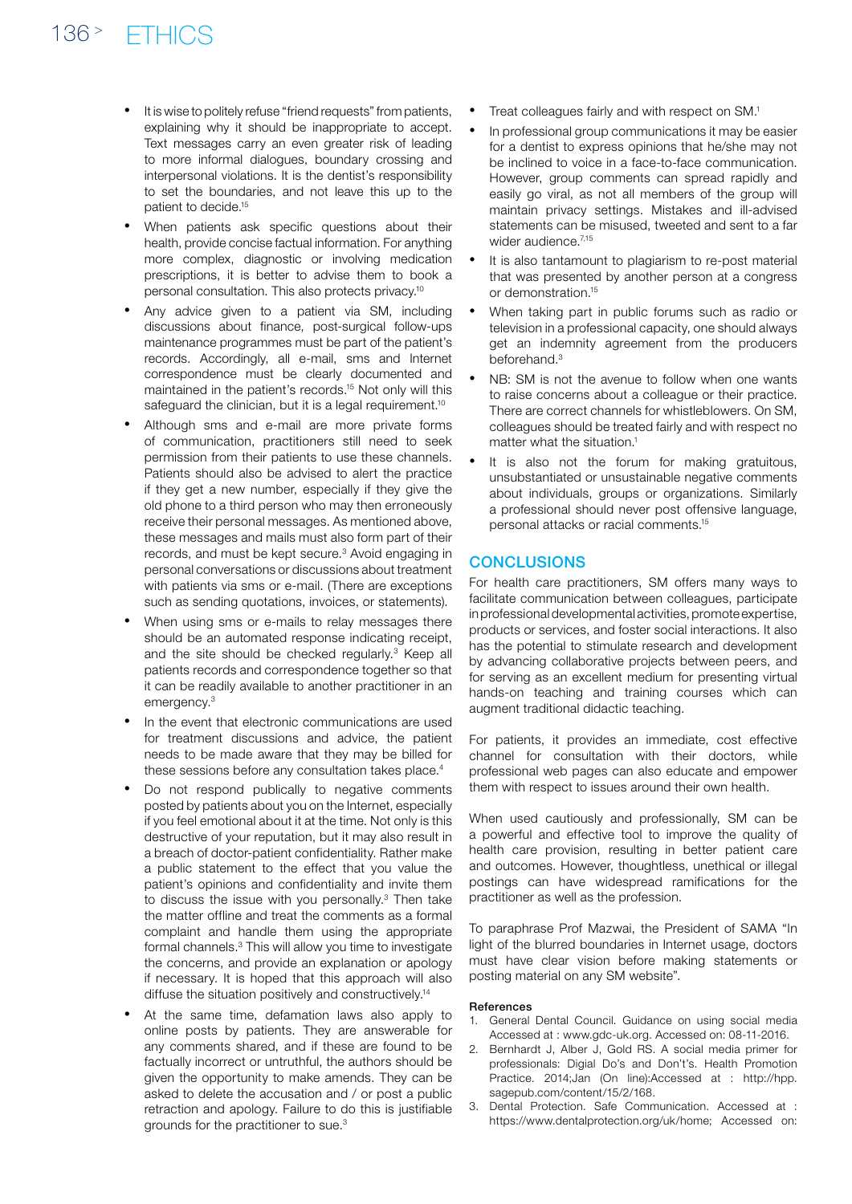- It is wise to politely refuse "friend requests" from patients, explaining why it should be inappropriate to accept. Text messages carry an even greater risk of leading to more informal dialogues, boundary crossing and interpersonal violations. It is the dentist's responsibility to set the boundaries, and not leave this up to the patient to decide.[15]
- When patients ask specific questions about their health, provide concise factual information. For anything more complex, diagnostic or involving medication prescriptions, it is better to advise them to book a personal consultation. This also protects privacy.[10]
- Any advice given to a patient via SM, including discussions about finance, post-surgical follow-ups maintenance programmes must be part of the patient's records. Accordingly, all e-mail, sms and Internet correspondence must be clearly documented and maintained in the patient's records.[15] Not only will this safeguard the clinician, but it is a legal requirement.[10]
- Although sms and e-mail are more private forms of communication, practitioners still need to seek permission from their patients to use these channels. Patients should also be advised to alert the practice if they get a new number, especially if they give the old phone to a third person who may then erroneously receive their personal messages. As mentioned above, these messages and mails must also form part of their records, and must be kept secure.[3] Avoid engaging in personal conversations or discussions about treatment with patients via sms or e-mail. (There are exceptions such as sending quotations, invoices, or statements).
- When using sms or e-mails to relay messages there should be an automated response indicating receipt, and the site should be checked regularly.[3] Keep all patients records and correspondence together so that it can be readily available to another practitioner in an emergency.[3]
- In the event that electronic communications are used for treatment discussions and advice, the patient needs to be made aware that they may be billed for these sessions before any consultation takes place.[4]
- Do not respond publically to negative comments posted by patients about you on the Internet, especially if you feel emotional about it at the time. Not only is this destructive of your reputation, but it may also result in a breach of doctor-patient confidentiality. Rather make a public statement to the effect that you value the patient's opinions and confidentiality and invite them to discuss the issue with you personally.[3] Then take the matter offline and treat the comments as a formal complaint and handle them using the appropriate formal channels.[3] This will allow you time to investigate the concerns, and provide an explanation or apology if necessary. It is hoped that this approach will also diffuse the situation positively and constructively.[14]
- At the same time, defamation laws also apply to online posts by patients. They are answerable for any comments shared, and if these are found to be factually incorrect or untruthful, the authors should be given the opportunity to make amends. They can be asked to delete the accusation and / or post a public retraction and apology. Failure to do this is justifiable grounds for the practitioner to sue.[3]
- Treat colleagues fairly and with respect on SM.[1]
- In professional group communications it may be easier for a dentist to express opinions that he/she may not be inclined to voice in a face-to-face communication. However, group comments can spread rapidly and easily go viral, as not all members of the group will maintain privacy settings. Mistakes and ill-advised statements can be misused, tweeted and sent to a far wider audience.[7,15]
- It is also tantamount to plagiarism to re-post material that was presented by another person at a congress or demonstration.[15]
- When taking part in public forums such as radio or television in a professional capacity, one should always get an indemnity agreement from the producers beforehand.[3]
- NB: SM is not the avenue to follow when one wants to raise concerns about a colleague or their practice. There are correct channels for whistleblowers. On SM, colleagues should be treated fairly and with respect no matter what the situation.[1]
- It is also not the forum for making gratuitous, unsubstantiated or unsustainable negative comments about individuals, groups or organizations. Similarly a professional should never post offensive language, personal attacks or racial comments.[15]

## CONCLUSIONS

For health care practitioners, SM offers many ways to facilitate communication between colleagues, participate in professional developmental activities, promote expertise, products or services, and foster social interactions. It also has the potential to stimulate research and development by advancing collaborative projects between peers, and for serving as an excellent medium for presenting virtual hands-on teaching and training courses which can augment traditional didactic teaching.

For patients, it provides an immediate, cost effective channel for consultation with their doctors, while professional web pages can also educate and empower them with respect to issues around their own health.

When used cautiously and professionally, SM can be a powerful and effective tool to improve the quality of health care provision, resulting in better patient care and outcomes. However, thoughtless, unethical or illegal postings can have widespread ramifications for the practitioner as well as the profession.

To paraphrase Prof Mazwai, the President of SAMA "In light of the blurred boundaries in Internet usage, doctors must have clear vision before making statements or posting material on any SM website".

### References

1. General Dental Council. Guidance on using social media Accessed at : www.gdc-uk.org. Accessed on: 08-11-2016.
2. Bernhardt J, Alber J, Gold RS. A social media primer for professionals: Digial Do's and Don't's. Health Promotion Practice. 2014;Jan (On line):Accessed at : http://hpp.sagepub.com/content/15/2/168.
3. Dental Protection. Safe Communication. Accessed at : https://www.dentalprotection.org/uk/home; Accessed on: